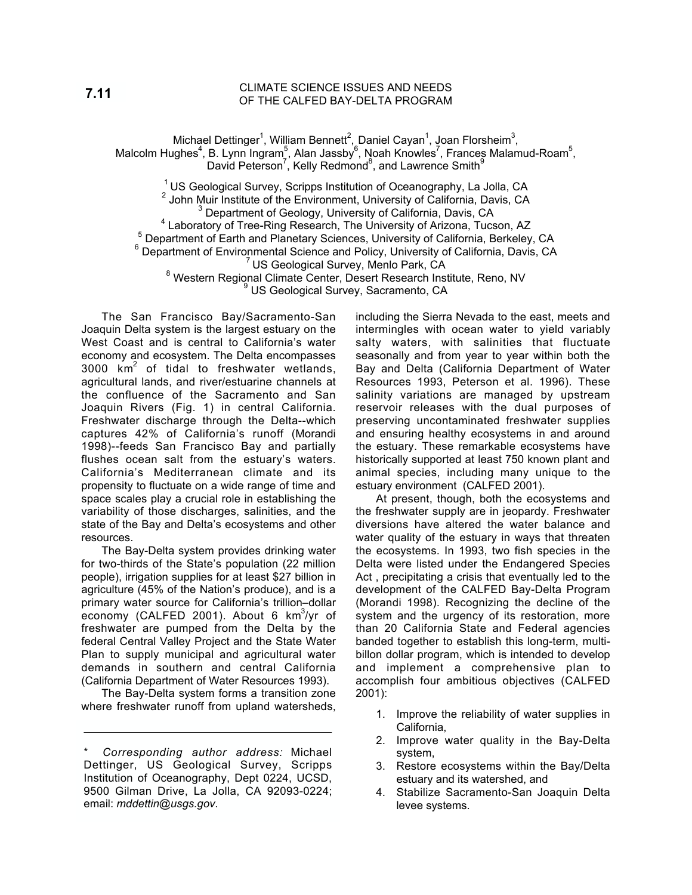7.11

# CLIMATE SCIENCE ISSUES AND NEEDS OF THE CALFED BAY-DELTA PROGRAM

Michael Dettinger[1], William Bennett[2], Daniel Cayan[1], Joan Florsheim[3], Malcolm Hughes[4], B. Lynn Ingram[5], Alan Jassby[6], Noah Knowles[7], Frances Malamud-Roam[5], David Peterson[7], Kelly Redmond[8], and Lawrence Smith[9]

[1] US Geological Survey, Scripps Institution of Oceanography, La Jolla, CA
[2] John Muir Institute of the Environment, University of California, Davis, CA
[3] Department of Geology, University of California, Davis, CA
[4] Laboratory of Tree-Ring Research, The University of Arizona, Tucson, AZ
[5] Department of Earth and Planetary Sciences, University of California, Berkeley, CA
[6] Department of Environmental Science and Policy, University of California, Davis, CA
[7] US Geological Survey, Menlo Park, CA
[8] Western Regional Climate Center, Desert Research Institute, Reno, NV
[9] US Geological Survey, Sacramento, CA

The San Francisco Bay/Sacramento-San Joaquin Delta system is the largest estuary on the West Coast and is central to California's water economy and ecosystem. The Delta encompasses 3000 $km^2$ of tidal to freshwater wetlands, agricultural lands, and river/estuarine channels at the confluence of the Sacramento and San Joaquin Rivers (Fig. 1) in central California. Freshwater discharge through the Delta--which captures 42% of California's runoff (Morandi 1998)--feeds San Francisco Bay and partially flushes ocean salt from the estuary's waters. California's Mediterranean climate and its propensity to fluctuate on a wide range of time and space scales play a crucial role in establishing the variability of those discharges, salinities, and the state of the Bay and Delta's ecosystems and other resources.

The Bay-Delta system provides drinking water for two-thirds of the State's population (22 million people), irrigation supplies for at least $27 billion in agriculture (45% of the Nation's produce), and is a primary water source for California's trillion–dollar economy (CALFED 2001). About 6 $km^3$/yr of freshwater are pumped from the Delta by the federal Central Valley Project and the State Water Plan to supply municipal and agricultural water demands in southern and central California (California Department of Water Resources 1993).

The Bay-Delta system forms a transition zone where freshwater runoff from upland watersheds, including the Sierra Nevada to the east, meets and intermingles with ocean water to yield variably salty waters, with salinities that fluctuate seasonally and from year to year within both the Bay and Delta (California Department of Water Resources 1993, Peterson et al. 1996). These salinity variations are managed by upstream reservoir releases with the dual purposes of preserving uncontaminated freshwater supplies and ensuring healthy ecosystems in and around the estuary. These remarkable ecosystems have historically supported at least 750 known plant and animal species, including many unique to the estuary environment (CALFED 2001).

At present, though, both the ecosystems and the freshwater supply are in jeopardy. Freshwater diversions have altered the water balance and water quality of the estuary in ways that threaten the ecosystems. In 1993, two fish species in the Delta were listed under the Endangered Species Act , precipitating a crisis that eventually led to the development of the CALFED Bay-Delta Program (Morandi 1998). Recognizing the decline of the system and the urgency of its restoration, more than 20 California State and Federal agencies banded together to establish this long-term, multi-billon dollar program, which is intended to develop and implement a comprehensive plan to accomplish four ambitious objectives (CALFED 2001):

1. Improve the reliability of water supplies in California,
2. Improve water quality in the Bay-Delta system,
3. Restore ecosystems within the Bay/Delta estuary and its watershed, and
4. Stabilize Sacramento-San Joaquin Delta levee systems.

---

\* *Corresponding author address:* Michael Dettinger, US Geological Survey, Scripps Institution of Oceanography, Dept 0224, UCSD, 9500 Gilman Drive, La Jolla, CA 92093-0224; email: *mddettin@usgs.gov*.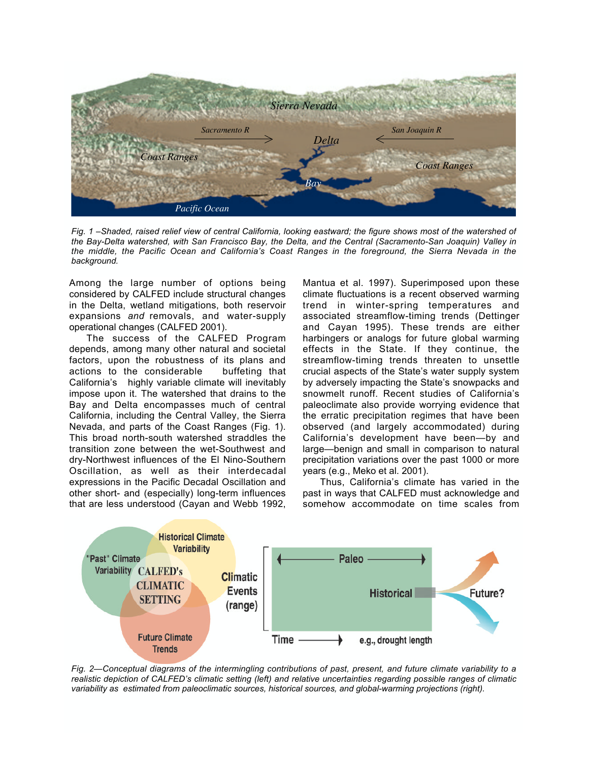*Fig. 1 –Shaded, raised relief view of central California, looking eastward; the figure shows most of the watershed of the Bay-Delta watershed, with San Francisco Bay, the Delta, and the Central (Sacramento-San Joaquin) Valley in the middle, the Pacific Ocean and California's Coast Ranges in the foreground, the Sierra Nevada in the background.*

Among the large number of options being considered by CALFED include structural changes in the Delta, wetland mitigations, both reservoir expansions *and* removals, and water-supply operational changes (CALFED 2001).

The success of the CALFED Program depends, among many other natural and societal factors, upon the robustness of its plans and actions to the considerable buffeting that California's highly variable climate will inevitably impose upon it. The watershed that drains to the Bay and Delta encompasses much of central California, including the Central Valley, the Sierra Nevada, and parts of the Coast Ranges (Fig. 1). This broad north-south watershed straddles the transition zone between the wet-Southwest and dry-Northwest influences of the El Nino-Southern Oscillation, as well as their interdecadal expressions in the Pacific Decadal Oscillation and other short- and (especially) long-term influences that are less understood (Cayan and Webb 1992, Mantua et al. 1997). Superimposed upon these climate fluctuations is a recent observed warming trend in winter-spring temperatures and associated streamflow-timing trends (Dettinger and Cayan 1995). These trends are either harbingers or analogs for future global warming effects in the State. If they continue, the streamflow-timing trends threaten to unsettle crucial aspects of the State's water supply system by adversely impacting the State's snowpacks and snowmelt runoff. Recent studies of California's paleoclimate also provide worrying evidence that the erratic precipitation regimes that have been observed (and largely accommodated) during California's development have been—by and large—benign and small in comparison to natural precipitation variations over the past 1000 or more years (e.g., Meko et al. 2001).

Thus, California's climate has varied in the past in ways that CALFED must acknowledge and somehow accommodate on time scales from

*Fig. 2—Conceptual diagrams of the intermingling contributions of past, present, and future climate variability to a realistic depiction of CALFED's climatic setting (left) and relative uncertainties regarding possible ranges of climatic variability as estimated from paleoclimatic sources, historical sources, and global-warming projections (right).*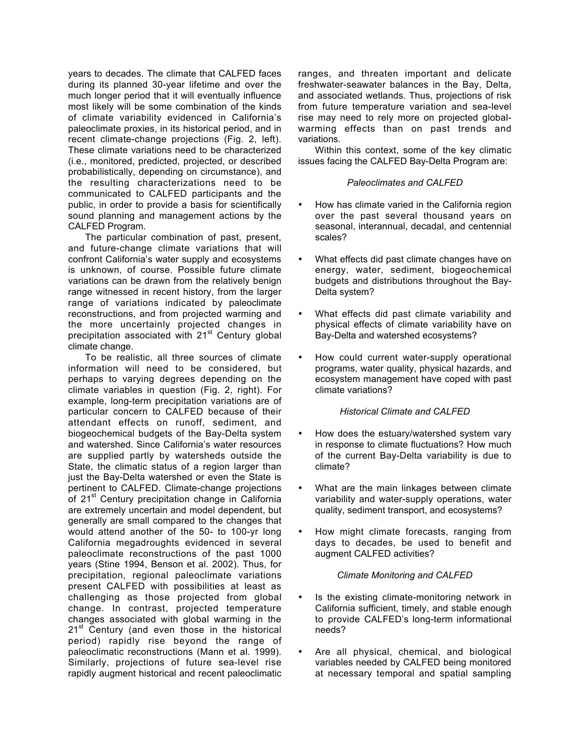years to decades. The climate that CALFED faces during its planned 30-year lifetime and over the much longer period that it will eventually influence most likely will be some combination of the kinds of climate variability evidenced in California's paleoclimate proxies, in its historical period, and in recent climate-change projections (Fig. 2, left). These climate variations need to be characterized (i.e., monitored, predicted, projected, or described probabilistically, depending on circumstance), and the resulting characterizations need to be communicated to CALFED participants and the public, in order to provide a basis for scientifically sound planning and management actions by the CALFED Program.

The particular combination of past, present, and future-change climate variations that will confront California's water supply and ecosystems is unknown, of course. Possible future climate variations can be drawn from the relatively benign range witnessed in recent history, from the larger range of variations indicated by paleoclimate reconstructions, and from projected warming and the more uncertainly projected changes in precipitation associated with 21st Century global climate change.

To be realistic, all three sources of climate information will need to be considered, but perhaps to varying degrees depending on the climate variables in question (Fig. 2, right). For example, long-term precipitation variations are of particular concern to CALFED because of their attendant effects on runoff, sediment, and biogeochemical budgets of the Bay-Delta system and watershed. Since California's water resources are supplied partly by watersheds outside the State, the climatic status of a region larger than just the Bay-Delta watershed or even the State is pertinent to CALFED. Climate-change projections of 21st Century precipitation change in California are extremely uncertain and model dependent, but generally are small compared to the changes that would attend another of the 50- to 100-yr long California megadroughts evidenced in several paleoclimate reconstructions of the past 1000 years (Stine 1994, Benson et al. 2002). Thus, for precipitation, regional paleoclimate variations present CALFED with possibilities at least as challenging as those projected from global change. In contrast, projected temperature changes associated with global warming in the 21st Century (and even those in the historical period) rapidly rise beyond the range of paleoclimatic reconstructions (Mann et al. 1999). Similarly, projections of future sea-level rise rapidly augment historical and recent paleoclimatic ranges, and threaten important and delicate freshwater-seawater balances in the Bay, Delta, and associated wetlands. Thus, projections of risk from future temperature variation and sea-level rise may need to rely more on projected global-warming effects than on past trends and variations.

Within this context, some of the key climatic issues facing the CALFED Bay-Delta Program are:

*Paleoclimates and CALFED*

- How has climate varied in the California region over the past several thousand years on seasonal, interannual, decadal, and centennial scales?
- What effects did past climate changes have on energy, water, sediment, biogeochemical budgets and distributions throughout the Bay-Delta system?
- What effects did past climate variability and physical effects of climate variability have on Bay-Delta and watershed ecosystems?
- How could current water-supply operational programs, water quality, physical hazards, and ecosystem management have coped with past climate variations?

*Historical Climate and CALFED*

- How does the estuary/watershed system vary in response to climate fluctuations? How much of the current Bay-Delta variability is due to climate?
- What are the main linkages between climate variability and water-supply operations, water quality, sediment transport, and ecosystems?
- How might climate forecasts, ranging from days to decades, be used to benefit and augment CALFED activities?

*Climate Monitoring and CALFED*

- Is the existing climate-monitoring network in California sufficient, timely, and stable enough to provide CALFED's long-term informational needs?
- Are all physical, chemical, and biological variables needed by CALFED being monitored at necessary temporal and spatial sampling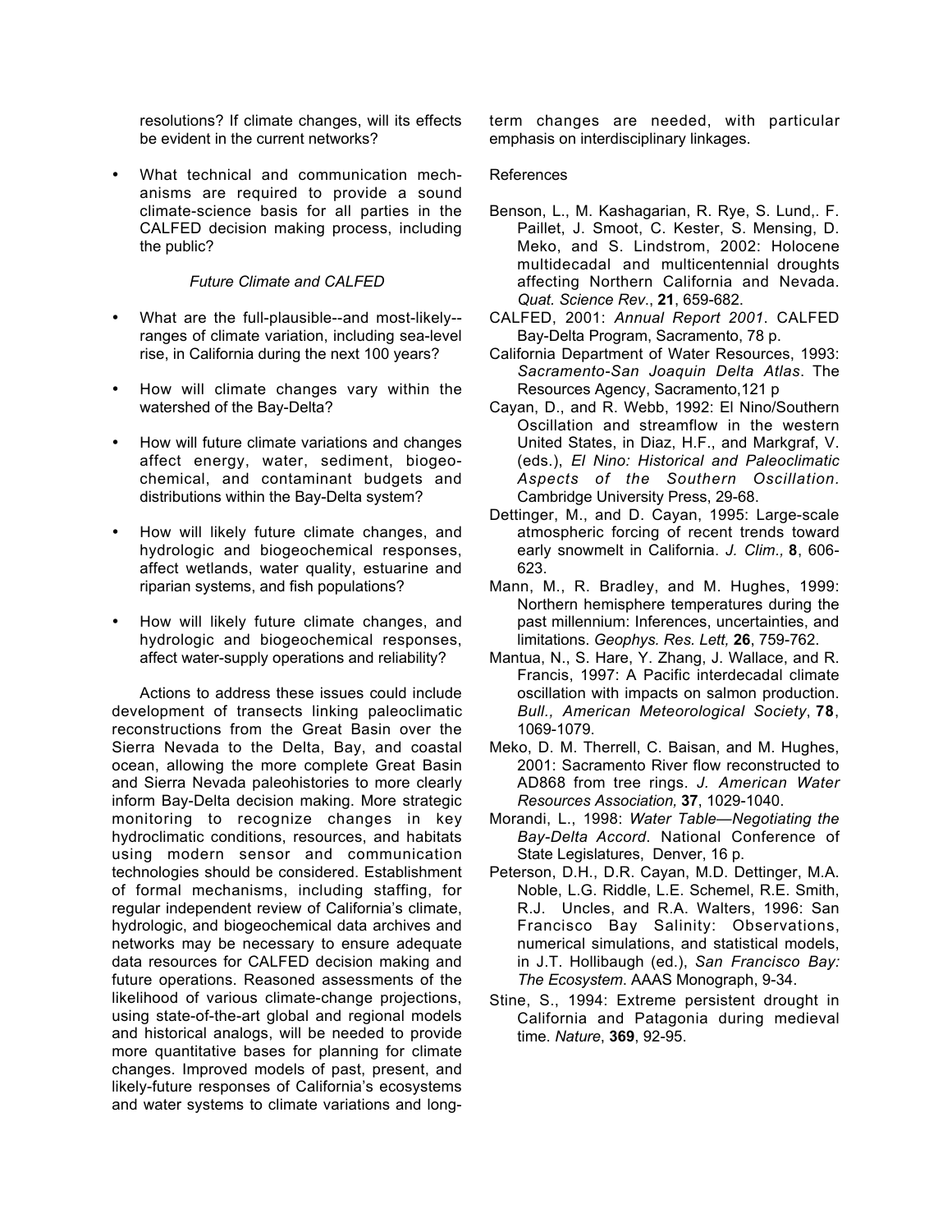resolutions? If climate changes, will its effects be evident in the current networks?

- What technical and communication mechanisms are required to provide a sound climate-science basis for all parties in the CALFED decision making process, including the public?

*Future Climate and CALFED*

- What are the full-plausible--and most-likely--ranges of climate variation, including sea-level rise, in California during the next 100 years?
- How will climate changes vary within the watershed of the Bay-Delta?
- How will future climate variations and changes affect energy, water, sediment, biogeochemical, and contaminant budgets and distributions within the Bay-Delta system?
- How will likely future climate changes, and hydrologic and biogeochemical responses, affect wetlands, water quality, estuarine and riparian systems, and fish populations?
- How will likely future climate changes, and hydrologic and biogeochemical responses, affect water-supply operations and reliability?

Actions to address these issues could include development of transects linking paleoclimatic reconstructions from the Great Basin over the Sierra Nevada to the Delta, Bay, and coastal ocean, allowing the more complete Great Basin and Sierra Nevada paleohistories to more clearly inform Bay-Delta decision making. More strategic monitoring to recognize changes in key hydroclimatic conditions, resources, and habitats using modern sensor and communication technologies should be considered. Establishment of formal mechanisms, including staffing, for regular independent review of California's climate, hydrologic, and biogeochemical data archives and networks may be necessary to ensure adequate data resources for CALFED decision making and future operations. Reasoned assessments of the likelihood of various climate-change projections, using state-of-the-art global and regional models and historical analogs, will be needed to provide more quantitative bases for planning for climate changes. Improved models of past, present, and likely-future responses of California's ecosystems and water systems to climate variations and long-term changes are needed, with particular emphasis on interdisciplinary linkages.

References

Benson, L., M. Kashagarian, R. Rye, S. Lund,. F. Paillet, J. Smoot, C. Kester, S. Mensing, D. Meko, and S. Lindstrom, 2002: Holocene multidecadal and multicentennial droughts affecting Northern California and Nevada. *Quat. Science Rev.*, **21**, 659-682.

CALFED, 2001: *Annual Report 2001*. CALFED Bay-Delta Program, Sacramento, 78 p.

California Department of Water Resources, 1993: *Sacramento-San Joaquin Delta Atlas*. The Resources Agency, Sacramento,121 p

Cayan, D., and R. Webb, 1992: El Nino/Southern Oscillation and streamflow in the western United States, in Diaz, H.F., and Markgraf, V. (eds.), *El Nino: Historical and Paleoclimatic Aspects of the Southern Oscillation*. Cambridge University Press, 29-68.

Dettinger, M., and D. Cayan, 1995: Large-scale atmospheric forcing of recent trends toward early snowmelt in California. *J. Clim.,* **8**, 606-623.

Mann, M., R. Bradley, and M. Hughes, 1999: Northern hemisphere temperatures during the past millennium: Inferences, uncertainties, and limitations. *Geophys. Res. Lett,* **26**, 759-762.

Mantua, N., S. Hare, Y. Zhang, J. Wallace, and R. Francis, 1997: A Pacific interdecadal climate oscillation with impacts on salmon production. *Bull., American Meteorological Society*, **78**, 1069-1079.

Meko, D. M. Therrell, C. Baisan, and M. Hughes, 2001: Sacramento River flow reconstructed to AD868 from tree rings. *J. American Water Resources Association,* **37**, 1029-1040.

Morandi, L., 1998: *Water Table—Negotiating the Bay-Delta Accord*. National Conference of State Legislatures, Denver, 16 p.

Peterson, D.H., D.R. Cayan, M.D. Dettinger, M.A. Noble, L.G. Riddle, L.E. Schemel, R.E. Smith, R.J. Uncles, and R.A. Walters, 1996: San Francisco Bay Salinity: Observations, numerical simulations, and statistical models, in J.T. Hollibaugh (ed.), *San Francisco Bay: The Ecosystem*. AAAS Monograph, 9-34.

Stine, S., 1994: Extreme persistent drought in California and Patagonia during medieval time. *Nature*, **369**, 92-95.